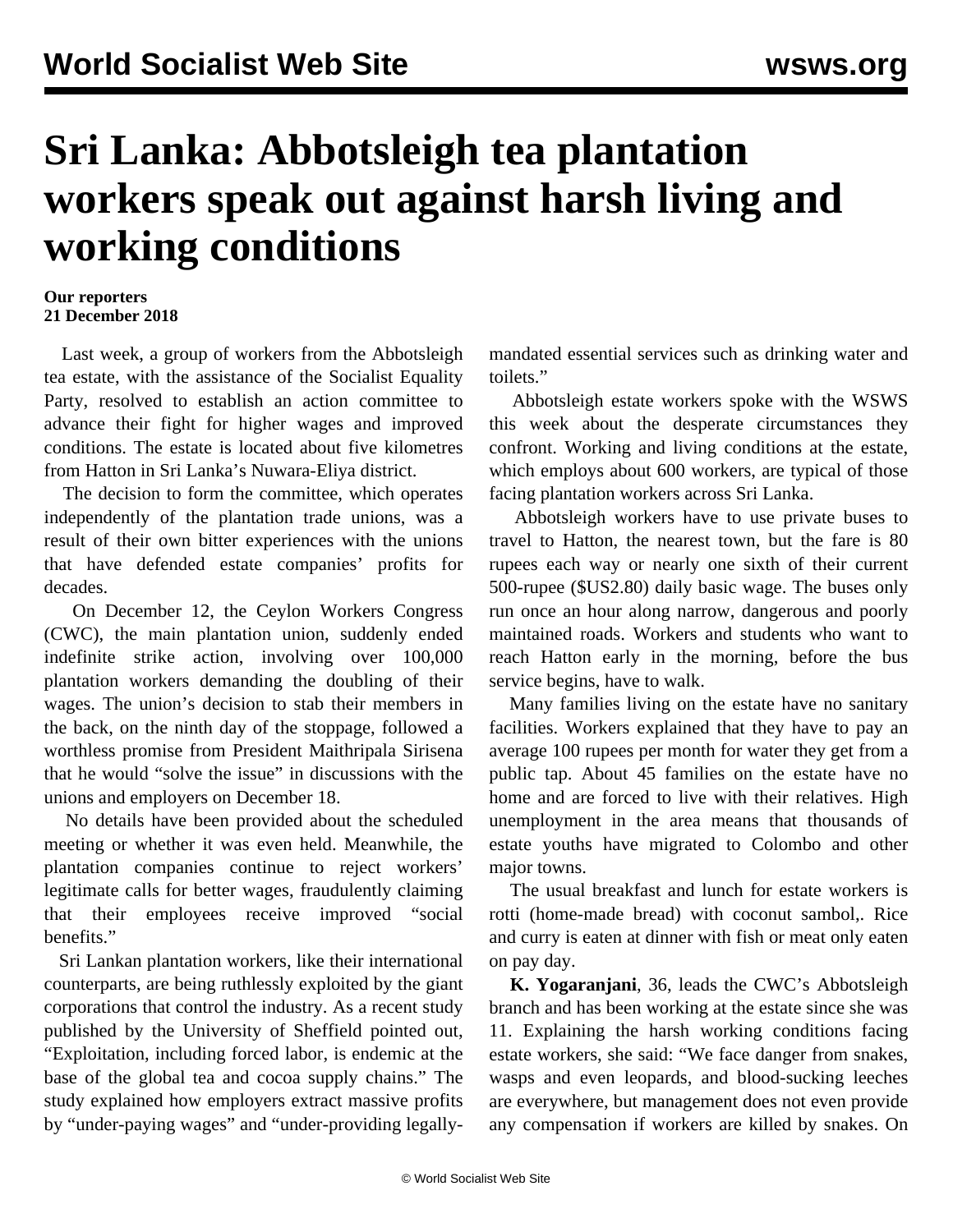# Sri Lanka: Abbotsleigh tea plantation workers speak out against harsh living and working conditions

**Our reporters**
**21 December 2018**

Last week, a group of workers from the Abbotsleigh tea estate, with the assistance of the Socialist Equality Party, resolved to establish an action committee to advance their fight for higher wages and improved conditions. The estate is located about five kilometres from Hatton in Sri Lanka's Nuwara-Eliya district.

The decision to form the committee, which operates independently of the plantation trade unions, was a result of their own bitter experiences with the unions that have defended estate companies' profits for decades.

On December 12, the Ceylon Workers Congress (CWC), the main plantation union, suddenly ended indefinite strike action, involving over 100,000 plantation workers demanding the doubling of their wages. The union's decision to stab their members in the back, on the ninth day of the stoppage, followed a worthless promise from President Maithripala Sirisena that he would "solve the issue" in discussions with the unions and employers on December 18.

No details have been provided about the scheduled meeting or whether it was even held. Meanwhile, the plantation companies continue to reject workers' legitimate calls for better wages, fraudulently claiming that their employees receive improved "social benefits."

Sri Lankan plantation workers, like their international counterparts, are being ruthlessly exploited by the giant corporations that control the industry. As a recent study published by the University of Sheffield pointed out, "Exploitation, including forced labor, is endemic at the base of the global tea and cocoa supply chains." The study explained how employers extract massive profits by "under-paying wages" and "under-providing legally-mandated essential services such as drinking water and toilets."

Abbotsleigh estate workers spoke with the WSWS this week about the desperate circumstances they confront. Working and living conditions at the estate, which employs about 600 workers, are typical of those facing plantation workers across Sri Lanka.

Abbotsleigh workers have to use private buses to travel to Hatton, the nearest town, but the fare is 80 rupees each way or nearly one sixth of their current 500-rupee ($US2.80) daily basic wage. The buses only run once an hour along narrow, dangerous and poorly maintained roads. Workers and students who want to reach Hatton early in the morning, before the bus service begins, have to walk.

Many families living on the estate have no sanitary facilities. Workers explained that they have to pay an average 100 rupees per month for water they get from a public tap. About 45 families on the estate have no home and are forced to live with their relatives. High unemployment in the area means that thousands of estate youths have migrated to Colombo and other major towns.

The usual breakfast and lunch for estate workers is rotti (home-made bread) with coconut sambol,. Rice and curry is eaten at dinner with fish or meat only eaten on pay day.

**K. Yogaranjani**, 36, leads the CWC's Abbotsleigh branch and has been working at the estate since she was 11. Explaining the harsh working conditions facing estate workers, she said: "We face danger from snakes, wasps and even leopards, and blood-sucking leeches are everywhere, but management does not even provide any compensation if workers are killed by snakes. On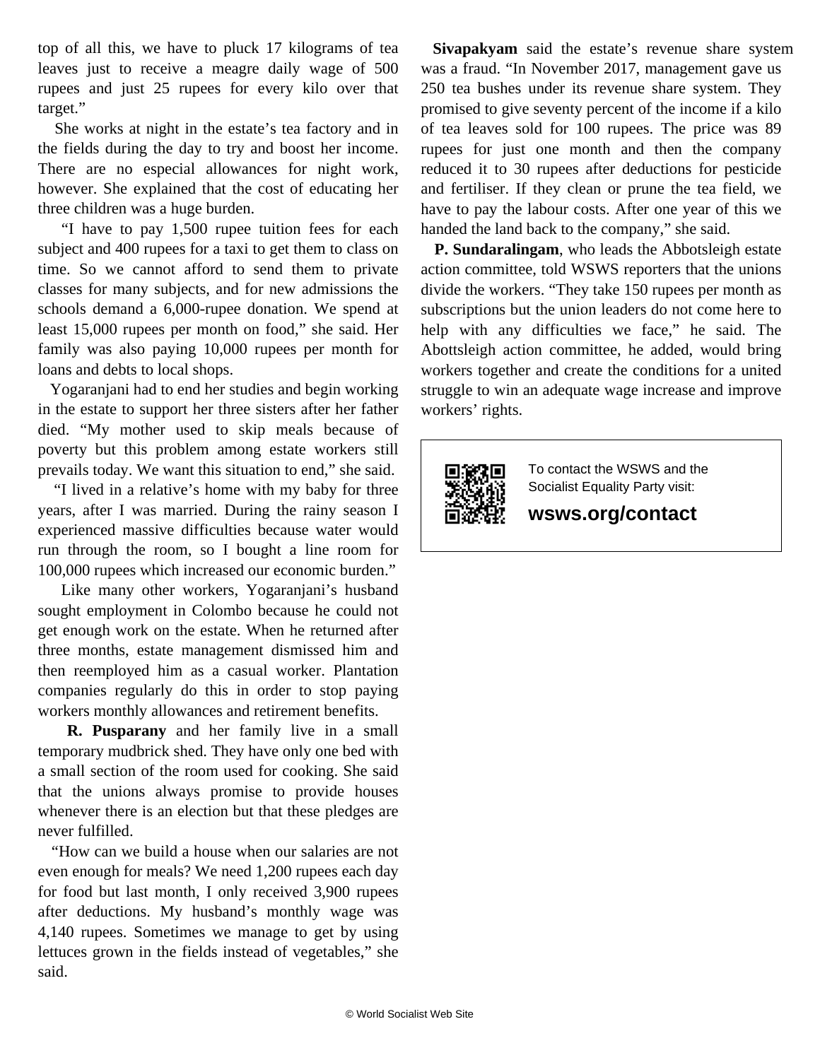top of all this, we have to pluck 17 kilograms of tea leaves just to receive a meagre daily wage of 500 rupees and just 25 rupees for every kilo over that target."

She works at night in the estate's tea factory and in the fields during the day to try and boost her income. There are no especial allowances for night work, however. She explained that the cost of educating her three children was a huge burden.

"I have to pay 1,500 rupee tuition fees for each subject and 400 rupees for a taxi to get them to class on time. So we cannot afford to send them to private classes for many subjects, and for new admissions the schools demand a 6,000-rupee donation. We spend at least 15,000 rupees per month on food," she said. Her family was also paying 10,000 rupees per month for loans and debts to local shops.

Yogaranjani had to end her studies and begin working in the estate to support her three sisters after her father died. "My mother used to skip meals because of poverty but this problem among estate workers still prevails today. We want this situation to end," she said.

"I lived in a relative's home with my baby for three years, after I was married. During the rainy season I experienced massive difficulties because water would run through the room, so I bought a line room for 100,000 rupees which increased our economic burden."

Like many other workers, Yogaranjani's husband sought employment in Colombo because he could not get enough work on the estate. When he returned after three months, estate management dismissed him and then reemployed him as a casual worker. Plantation companies regularly do this in order to stop paying workers monthly allowances and retirement benefits.

**R. Pusparany** and her family live in a small temporary mudbrick shed. They have only one bed with a small section of the room used for cooking. She said that the unions always promise to provide houses whenever there is an election but that these pledges are never fulfilled.

"How can we build a house when our salaries are not even enough for meals? We need 1,200 rupees each day for food but last month, I only received 3,900 rupees after deductions. My husband's monthly wage was 4,140 rupees. Sometimes we manage to get by using lettuces grown in the fields instead of vegetables," she said.

**Sivapakyam** said the estate's revenue share system was a fraud. "In November 2017, management gave us 250 tea bushes under its revenue share system. They promised to give seventy percent of the income if a kilo of tea leaves sold for 100 rupees. The price was 89 rupees for just one month and then the company reduced it to 30 rupees after deductions for pesticide and fertiliser. If they clean or prune the tea field, we have to pay the labour costs. After one year of this we handed the land back to the company," she said.

**P. Sundaralingam**, who leads the Abbotsleigh estate action committee, told WSWS reporters that the unions divide the workers. "They take 150 rupees per month as subscriptions but the union leaders do not come here to help with any difficulties we face," he said. The Abottsleigh action committee, he added, would bring workers together and create the conditions for a united struggle to win an adequate wage increase and improve workers' rights.

To contact the WSWS and the Socialist Equality Party visit:

**wsws.org/contact**